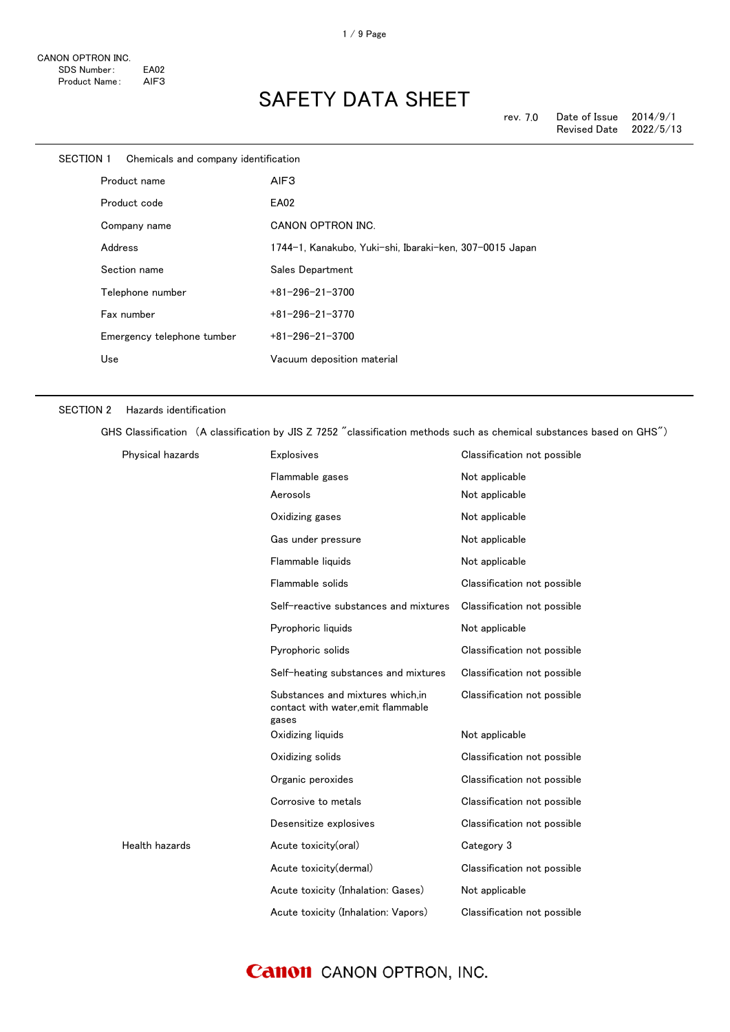CANON OPTRON INC.
SDS Number: EA02
Product Name: AlF3

# SAFETY DATA SHEET

rev. 7.0 | Date of Issue 2014/9/1 | Revised Date 2022/5/13

## SECTION 1 Chemicals and company identification

| | |
|---|---|
| Product name | AlF3 |
| Product code | EA02 |
| Company name | CANON OPTRON INC. |
| Address | 1744-1, Kanakubo, Yuki-shi, Ibaraki-ken, 307-0015 Japan |
| Section name | Sales Department |
| Telephone number | +81-296-21-3700 |
| Fax number | +81-296-21-3770 |
| Emergency telephone tumber | +81-296-21-3700 |
| Use | Vacuum deposition material |

## SECTION 2 Hazards identification

GHS Classification （A classification by JIS Z 7252 "classification methods such as chemical substances based on GHS"）

| | | |
|---|---|---|
| Physical hazards | Explosives | Classification not possible |
| | Flammable gases | Not applicable |
| | Aerosols | Not applicable |
| | Oxidizing gases | Not applicable |
| | Gas under pressure | Not applicable |
| | Flammable liquids | Not applicable |
| | Flammable solids | Classification not possible |
| | Self-reactive substances and mixtures | Classification not possible |
| | Pyrophoric liquids | Not applicable |
| | Pyrophoric solids | Classification not possible |
| | Self-heating substances and mixtures | Classification not possible |
| | Substances and mixtures which,in contact with water,emit flammable gases | Classification not possible |
| | Oxidizing liquids | Not applicable |
| | Oxidizing solids | Classification not possible |
| | Organic peroxides | Classification not possible |
| | Corrosive to metals | Classification not possible |
| | Desensitize explosives | Classification not possible |
| Health hazards | Acute toxicity(oral) | Category 3 |
| | Acute toxicity(dermal) | Classification not possible |
| | Acute toxicity (Inhalation: Gases) | Not applicable |
| | Acute toxicity (Inhalation: Vapors) | Classification not possible |

Canon CANON OPTRON, INC.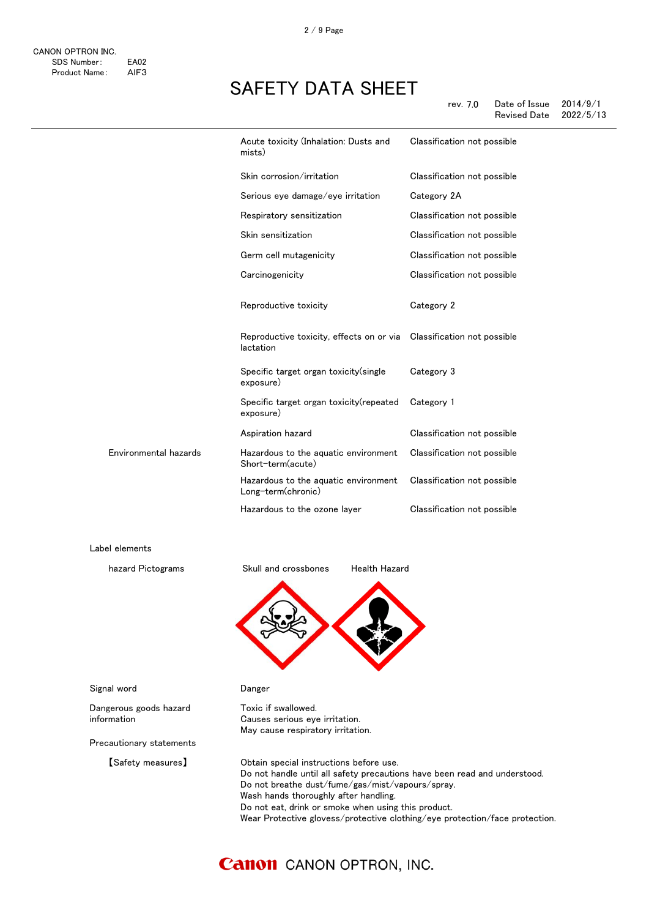| | | |
|---|---|---|
| | Acute toxicity (Inhalation: Dusts and mists) | Classification not possible |
| | Skin corrosion/irritation | Classification not possible |
| | Serious eye damage/eye irritation | Category 2A |
| | Respiratory sensitization | Classification not possible |
| | Skin sensitization | Classification not possible |
| | Germ cell mutagenicity | Classification not possible |
| | Carcinogenicity | Classification not possible |
| | Reproductive toxicity | Category 2 |
| | Reproductive toxicity, effects on or via lactation | Classification not possible |
| | Specific target organ toxicity(single exposure) | Category 3 |
| | Specific target organ toxicity(repeated exposure) | Category 1 |
| | Aspiration hazard | Classification not possible |
| Environmental hazards | Hazardous to the aquatic environment Short-term(acute) | Classification not possible |
| | Hazardous to the aquatic environment Long-term(chronic) | Classification not possible |
| | Hazardous to the ozone layer | Classification not possible |

Label elements

hazard Pictograms: Skull and crossbones, Health Hazard

Signal word: Danger

Dangerous goods hazard information:
Toxic if swallowed.
Causes serious eye irritation.
May cause respiratory irritation.

Precautionary statements

【Safety measures】
Obtain special instructions before use.
Do not handle until all safety precautions have been read and understood.
Do not breathe dust/fume/gas/mist/vapours/spray.
Wash hands thoroughly after handling.
Do not eat, drink or smoke when using this product.
Wear Protective glovess/protective clothing/eye protection/face protection.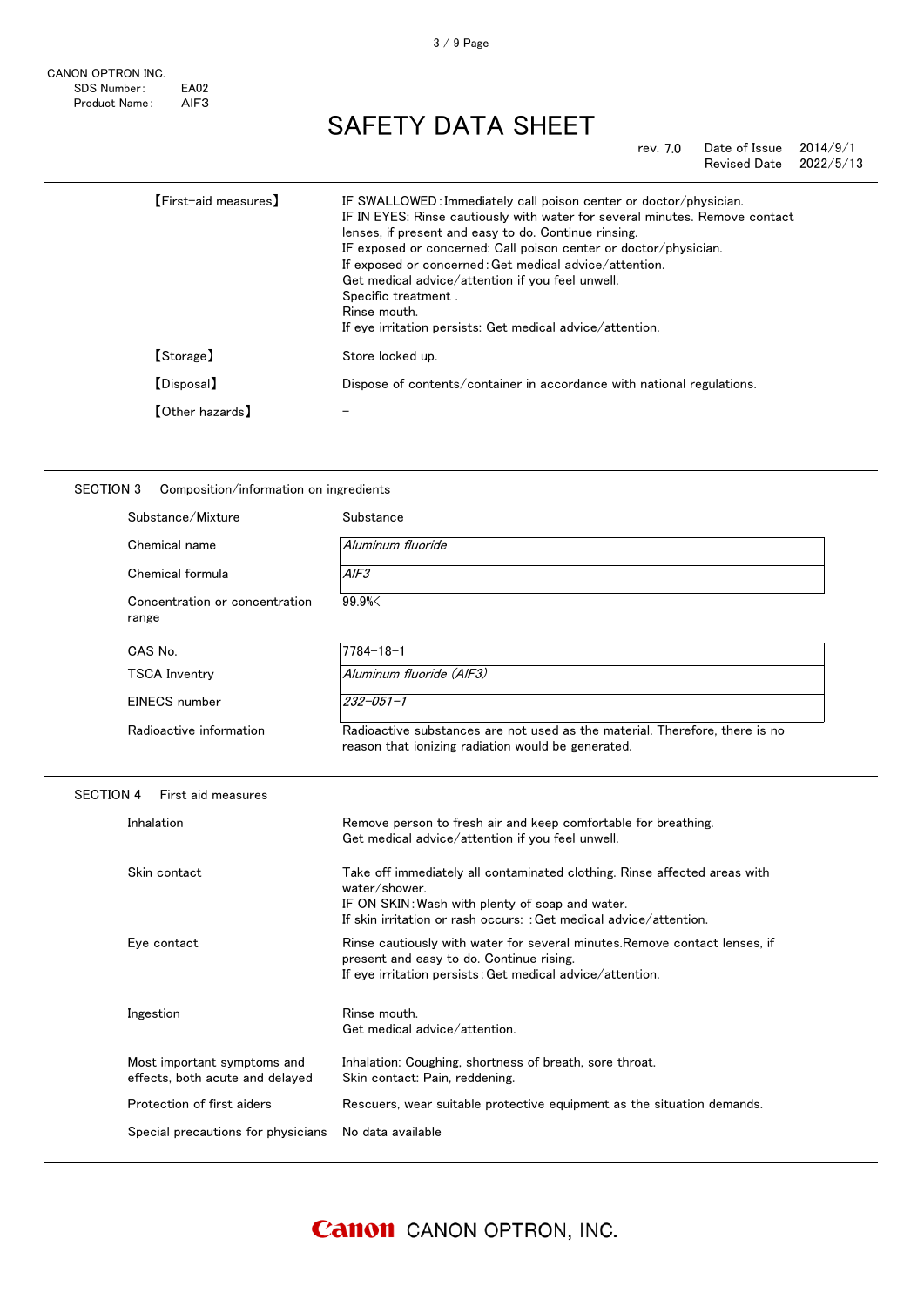| | |
|---|---|
| 【First-aid measures】 | IF SWALLOWED：Immediately call poison center or doctor/physician.<br>IF IN EYES: Rinse cautiously with water for several minutes. Remove contact lenses, if present and easy to do. Continue rinsing.<br>IF exposed or concerned: Call poison center or doctor/physician.<br>If exposed or concerned：Get medical advice/attention.<br>Get medical advice/attention if you feel unwell.<br>Specific treatment .<br>Rinse mouth.<br>If eye irritation persists: Get medical advice/attention. |
| 【Storage】 | Store locked up. |
| 【Disposal】 | Dispose of contents/container in accordance with national regulations. |
| 【Other hazards】 | – |

## SECTION 3 Composition/information on ingredients

| | |
|---|---|
| Substance/Mixture | Substance |
| Chemical name | *Aluminum fluoride* |
| Chemical formula | *$AlF_3$* |
| Concentration or concentration range | 99.9%< |
| CAS No. | 7784-18-1 |
| TSCA Inventry | *Aluminum fluoride ($AlF_3$)* |
| EINECS number | *232-051-1* |
| Radioactive information | Radioactive substances are not used as the material. Therefore, there is no reason that ionizing radiation would be generated. |

## SECTION 4 First aid measures

| | |
|---|---|
| Inhalation | Remove person to fresh air and keep comfortable for breathing.<br>Get medical advice/attention if you feel unwell. |
| Skin contact | Take off immediately all contaminated clothing. Rinse affected areas with water/shower.<br>IF ON SKIN：Wash with plenty of soap and water.<br>If skin irritation or rash occurs: ：Get medical advice/attention. |
| Eye contact | Rinse cautiously with water for several minutes.Remove contact lenses, if present and easy to do. Continue rising.<br>If eye irritation persists：Get medical advice/attention. |
| Ingestion | Rinse mouth.<br>Get medical advice/attention. |
| Most important symptoms and effects, both acute and delayed | Inhalation: Coughing, shortness of breath, sore throat.<br>Skin contact: Pain, reddening. |
| Protection of first aiders | Rescuers, wear suitable protective equipment as the situation demands. |
| Special precautions for physicians | No data available |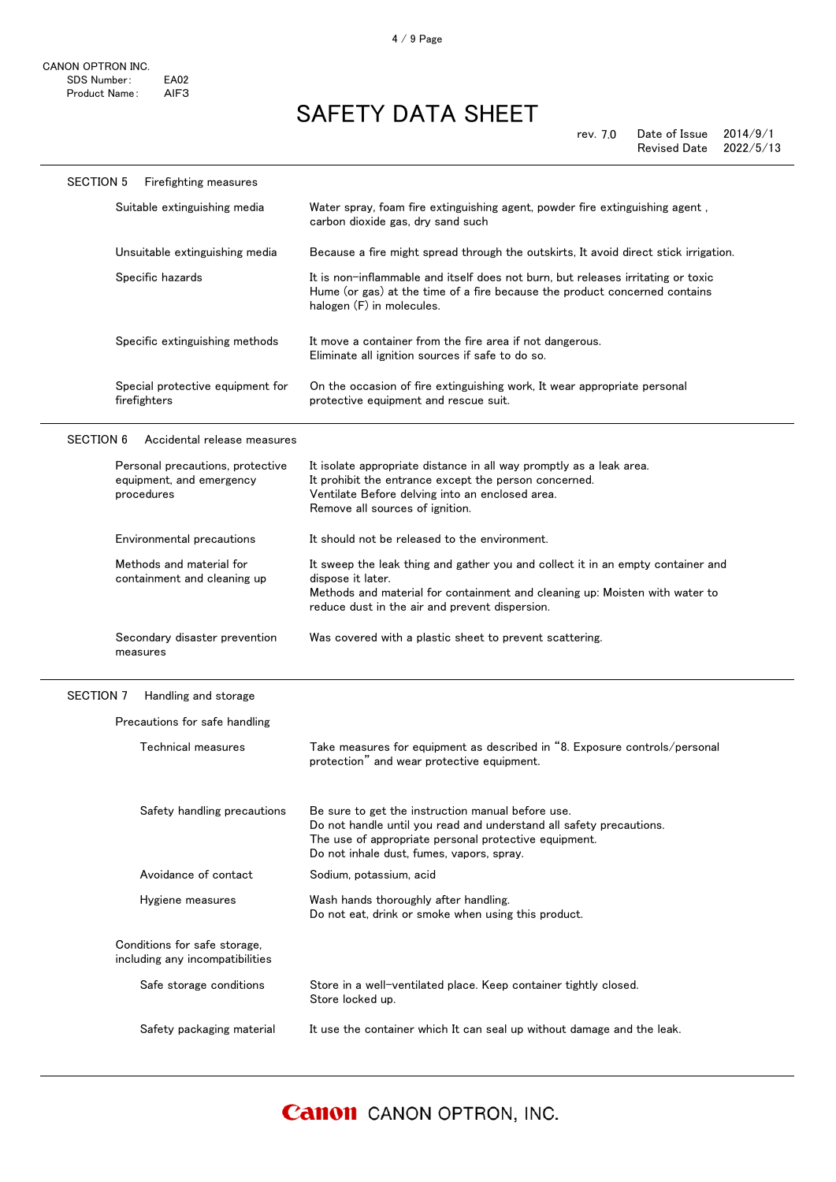CANON OPTRON INC.
SDS Number: EA02
Product Name: AIF3

# SAFETY DATA SHEET

rev. 7.0 Date of Issue 2014/9/1
Revised Date 2022/5/13

## SECTION 5 Firefighting measures

| | |
|---|---|
| Suitable extinguishing media | Water spray, foam fire extinguishing agent, powder fire extinguishing agent , carbon dioxide gas, dry sand such |
| Unsuitable extinguishing media | Because a fire might spread through the outskirts, It avoid direct stick irrigation. |
| Specific hazards | It is non-inflammable and itself does not burn, but releases irritating or toxic Hume (or gas) at the time of a fire because the product concerned contains halogen (F) in molecules. |
| Specific extinguishing methods | It move a container from the fire area if not dangerous.<br>Eliminate all ignition sources if safe to do so. |
| Special protective equipment for firefighters | On the occasion of fire extinguishing work, It wear appropriate personal protective equipment and rescue suit. |

## SECTION 6 Accidental release measures

| | |
|---|---|
| Personal precautions, protective equipment, and emergency procedures | It isolate appropriate distance in all way promptly as a leak area.<br>It prohibit the entrance except the person concerned.<br>Ventilate Before delving into an enclosed area.<br>Remove all sources of ignition. |
| Environmental precautions | It should not be released to the environment. |
| Methods and material for containment and cleaning up | It sweep the leak thing and gather you and collect it in an empty container and dispose it later.<br>Methods and material for containment and cleaning up: Moisten with water to reduce dust in the air and prevent dispersion. |
| Secondary disaster prevention measures | Was covered with a plastic sheet to prevent scattering. |

## SECTION 7 Handling and storage

### Precautions for safe handling

| | |
|---|---|
| Technical measures | Take measures for equipment as described in "8. Exposure controls/personal protection" and wear protective equipment. |
| Safety handling precautions | Be sure to get the instruction manual before use.<br>Do not handle until you read and understand all safety precautions.<br>The use of appropriate personal protective equipment.<br>Do not inhale dust, fumes, vapors, spray. |
| Avoidance of contact | Sodium, potassium, acid |
| Hygiene measures | Wash hands thoroughly after handling.<br>Do not eat, drink or smoke when using this product. |

### Conditions for safe storage, including any incompatibilities

| | |
|---|---|
| Safe storage conditions | Store in a well-ventilated place. Keep container tightly closed.<br>Store locked up. |
| Safety packaging material | It use the container which It can seal up without damage and the leak. |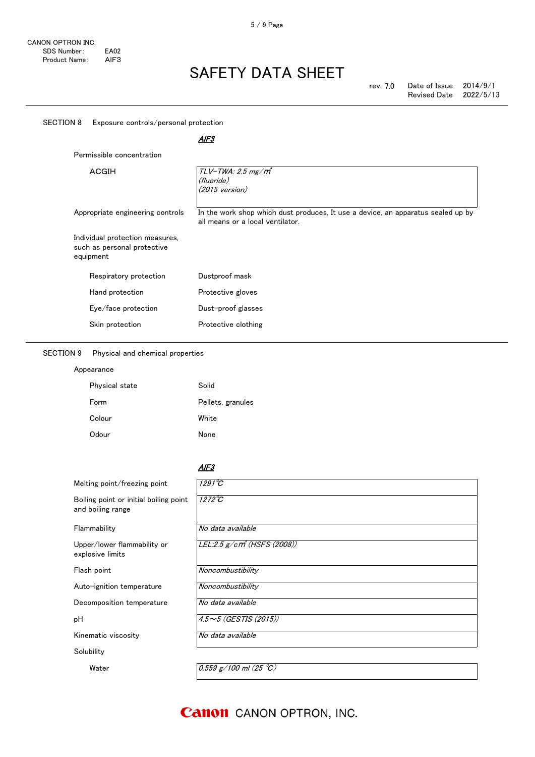CANON OPTRON INC.
SDS Number: EA02
Product Name: AlF3

# SAFETY DATA SHEET

rev. 7.0 Date of Issue 2014/9/1
Revised Date 2022/5/13

## SECTION 8 Exposure controls/personal protection

| | *AlF3* |
|---|---|
| **Permissible concentration** | |
| ACGIH | *TLV-TWA: 2.5 mg/m³ (fluoride) (2015 version)* |
| Appropriate engineering controls | In the work shop which dust produces, It use a device, an apparatus sealed up by all means or a local ventilator. |
| **Individual protection measures, such as personal protective equipment** | |
| Respiratory protection | Dustproof mask |
| Hand protection | Protective gloves |
| Eye/face protection | Dust-proof glasses |
| Skin protection | Protective clothing |

## SECTION 9 Physical and chemical properties

**Appearance**

| | |
|---|---|
| Physical state | Solid |
| Form | Pellets, granules |
| Colour | White |
| Odour | None |

| | *AlF3* |
|---|---|
| Melting point/freezing point | *1291℃* |
| Boiling point or initial boiling point and boiling range | *1272℃* |
| Flammability | *No data available* |
| Upper/lower flammability or explosive limits | *LEL:2.5 g/cm³ (HSFS (2008))* |
| Flash point | *Noncombustibility* |
| Auto-ignition temperature | *Noncombustibility* |
| Decomposition temperature | *No data available* |
| pH | *4.5～5 (GESTIS (2015))* |
| Kinematic viscosity | *No data available* |
| **Solubility** | |
| Water | *0.559 g/100 ml (25 ℃)* |

CANON OPTRON, INC.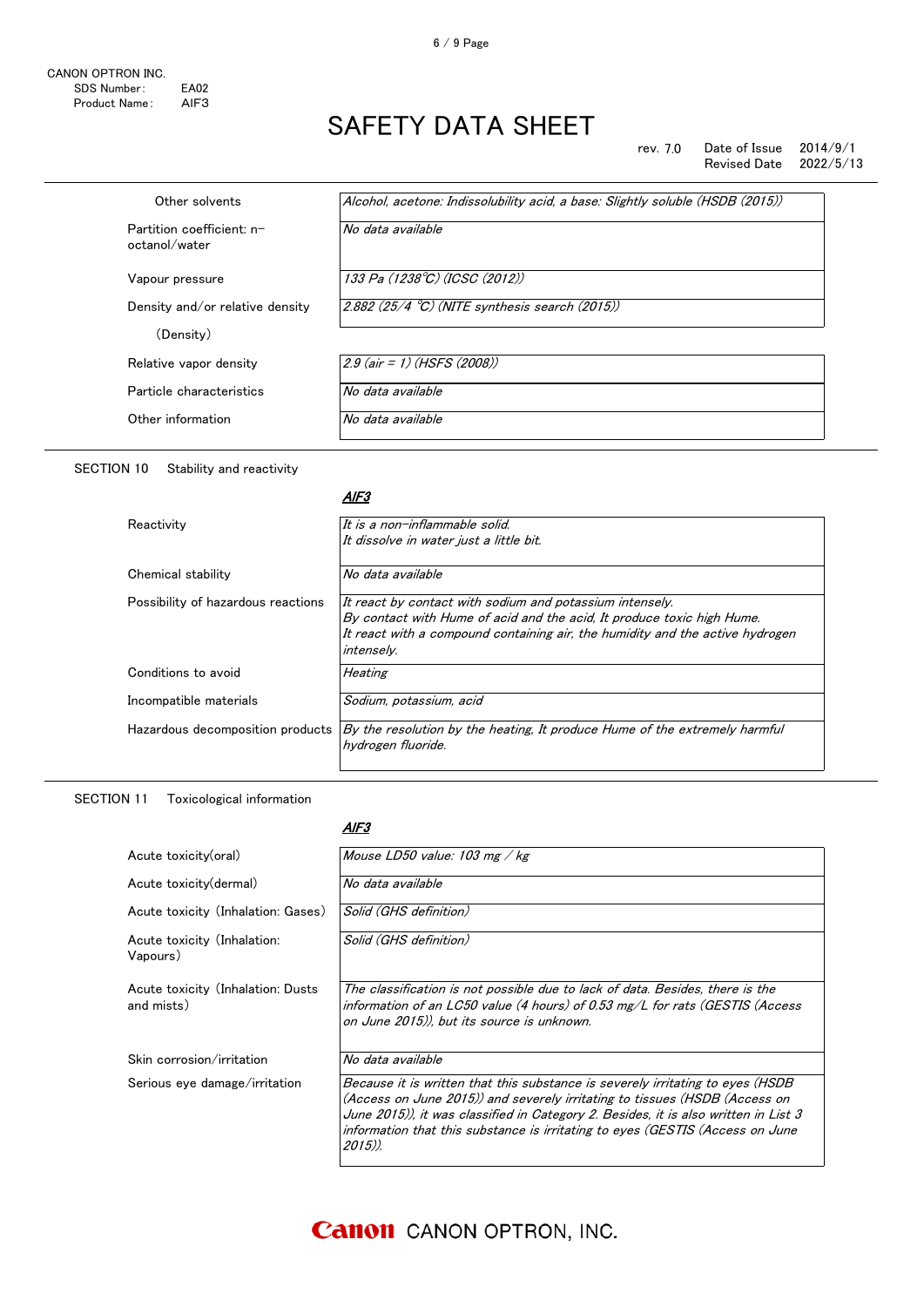| | |
|---|---|
| Other solvents | *Alcohol, acetone: Indissolubility acid, a base: Slightly soluble (HSDB (2015))* |
| Partition coefficient: n-octanol/water | *No data available* |
| Vapour pressure | *133 Pa (1238℃) (ICSC (2012))* |
| Density and/or relative density (Density) | *2.882 (25/4 ℃) (NITE synthesis search (2015))* |
| Relative vapor density | *2.9 (air = 1) (HSFS (2008))* |
| Particle characteristics | *No data available* |
| Other information | *No data available* |

## SECTION 10 Stability and reactivity

***AlF3***

| | |
|---|---|
| Reactivity | *It is a non-inflammable solid.*<br>*It dissolve in water just a little bit.* |
| Chemical stability | *No data available* |
| Possibility of hazardous reactions | *It react by contact with sodium and potassium intensely.*<br>*By contact with Hume of acid and the acid, It produce toxic high Hume.*<br>*It react with a compound containing air, the humidity and the active hydrogen intensely.* |
| Conditions to avoid | *Heating* |
| Incompatible materials | *Sodium, potassium, acid* |
| Hazardous decomposition products | *By the resolution by the heating, It produce Hume of the extremely harmful hydrogen fluoride.* |

## SECTION 11 Toxicological information

***AlF3***

| | |
|---|---|
| Acute toxicity(oral) | *Mouse LD50 value: 103 mg / kg* |
| Acute toxicity(dermal) | *No data available* |
| Acute toxicity (Inhalation: Gases) | *Solid (GHS definition)* |
| Acute toxicity (Inhalation: Vapours) | *Solid (GHS definition)* |
| Acute toxicity (Inhalation: Dusts and mists) | *The classification is not possible due to lack of data. Besides, there is the information of an LC50 value (4 hours) of 0.53 mg/L for rats (GESTIS (Access on June 2015)), but its source is unknown.* |
| Skin corrosion/irritation | *No data available* |
| Serious eye damage/irritation | *Because it is written that this substance is severely irritating to eyes (HSDB (Access on June 2015)) and severely irritating to tissues (HSDB (Access on June 2015)), it was classified in Category 2. Besides, it is also written in List 3 information that this substance is irritating to eyes (GESTIS (Access on June 2015)).* |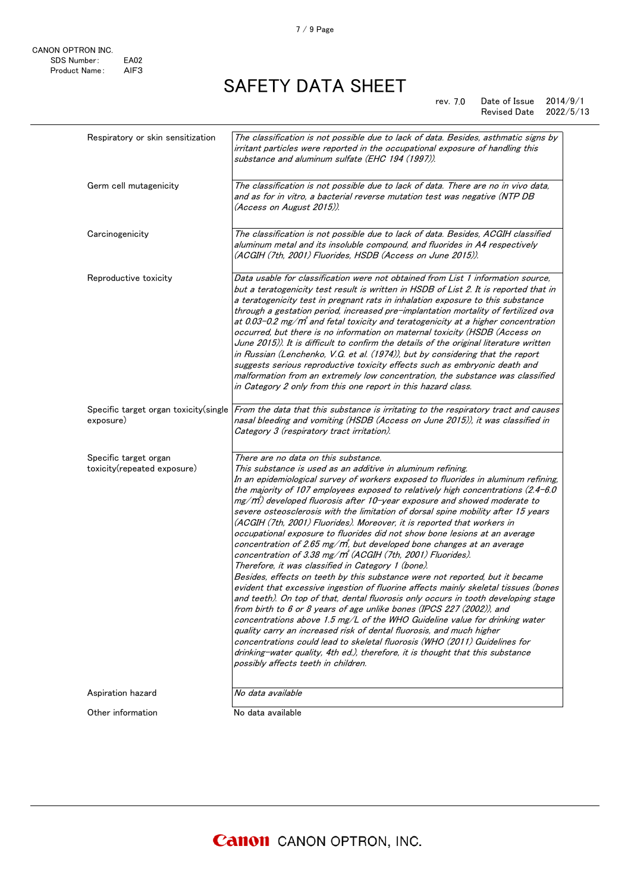CANON OPTRON INC.
SDS Number: EA02
Product Name: AlF3

# SAFETY DATA SHEET

rev. 7.0 Date of Issue 2014/9/1
Revised Date 2022/5/13

| | |
|---|---|
| Respiratory or skin sensitization | *The classification is not possible due to lack of data. Besides, asthmatic signs by irritant particles were reported in the occupational exposure of handling this substance and aluminum sulfate (EHC 194 (1997)).* |
| Germ cell mutagenicity | *The classification is not possible due to lack of data. There are no in vivo data, and as for in vitro, a bacterial reverse mutation test was negative (NTP DB (Access on August 2015)).* |
| Carcinogenicity | *The classification is not possible due to lack of data. Besides, ACGIH classified aluminum metal and its insoluble compound, and fluorides in A4 respectively (ACGIH (7th, 2001) Fluorides, HSDB (Access on June 2015)).* |
| Reproductive toxicity | *Data usable for classification were not obtained from List 1 information source, but a teratogenicity test result is written in HSDB of List 2. It is reported that in a teratogenicity test in pregnant rats in inhalation exposure to this substance through a gestation period, increased pre-implantation mortality of fertilized ova at 0.03-0.2 mg/㎥ and fetal toxicity and teratogenicity at a higher concentration occurred, but there is no information on maternal toxicity (HSDB (Access on June 2015)). It is difficult to confirm the details of the original literature written in Russian (Lenchenko, V.G. et al. (1974)), but by considering that the report suggests serious reproductive toxicity effects such as embryonic death and malformation from an extremely low concentration, the substance was classified in Category 2 only from this one report in this hazard class.* |
| Specific target organ toxicity(single exposure) | *From the data that this substance is irritating to the respiratory tract and causes nasal bleeding and vomiting (HSDB (Access on June 2015)), it was classified in Category 3 (respiratory tract irritation).* |
| Specific target organ toxicity(repeated exposure) | *There are no data on this substance.<br>This substance is used as an additive in aluminum refining.<br>In an epidemiological survey of workers exposed to fluorides in aluminum refining, the majority of 107 employees exposed to relatively high concentrations (2.4-6.0 mg/㎥) developed fluorosis after 10-year exposure and showed moderate to severe osteosclerosis with the limitation of dorsal spine mobility after 15 years (ACGIH (7th, 2001) Fluorides). Moreover, it is reported that workers in occupational exposure to fluorides did not show bone lesions at an average concentration of 2.65 mg/㎥, but developed bone changes at an average concentration of 3.38 mg/㎥ (ACGIH (7th, 2001) Fluorides).<br>Therefore, it was classified in Category 1 (bone).<br>Besides, effects on teeth by this substance were not reported, but it became evident that excessive ingestion of fluorine affects mainly skeletal tissues (bones and teeth). On top of that, dental fluorosis only occurs in tooth developing stage from birth to 6 or 8 years of age unlike bones (IPCS 227 (2002)), and concentrations above 1.5 mg/L of the WHO Guideline value for drinking water quality carry an increased risk of dental fluorosis, and much higher concentrations could lead to skeletal fluorosis (WHO (2011) Guidelines for drinking-water quality, 4th ed.), therefore, it is thought that this substance possibly affects teeth in children.* |
| Aspiration hazard | *No data available* |
| Other information | No data available |

Canon CANON OPTRON, INC.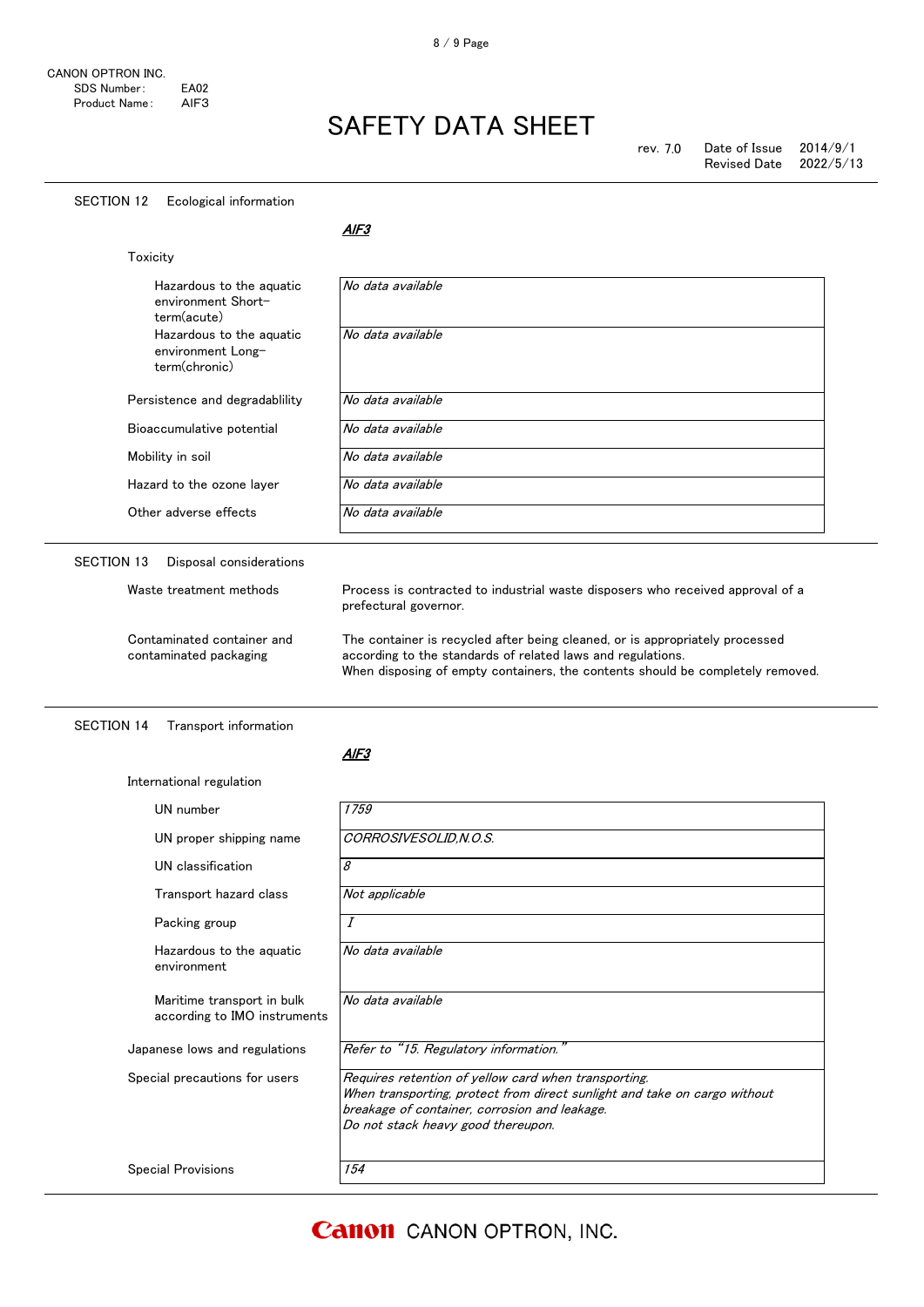CANON OPTRON INC.
SDS Number: EA02
Product Name: AlF3

# SAFETY DATA SHEET

rev. 7.0 Date of Issue 2014/9/1
Revised Date 2022/5/13

## SECTION 12 Ecological information

***AlF3***

Toxicity

| | |
|---|---|
| Hazardous to the aquatic environment Short-term(acute) | *No data available* |
| Hazardous to the aquatic environment Long-term(chronic) | *No data available* |
| Persistence and degradablility | *No data available* |
| Bioaccumulative potential | *No data available* |
| Mobility in soil | *No data available* |
| Hazard to the ozone layer | *No data available* |
| Other adverse effects | *No data available* |

## SECTION 13 Disposal considerations

Waste treatment methods
: Process is contracted to industrial waste disposers who received approval of a prefectural governor.

Contaminated container and contaminated packaging
: The container is recycled after being cleaned, or is appropriately processed according to the standards of related laws and regulations.
When disposing of empty containers, the contents should be completely removed.

## SECTION 14 Transport information

***AlF3***

International regulation

| | |
|---|---|
| UN number | *1759* |
| UN proper shipping name | *CORROSIVESOLID,N.O.S.* |
| UN classification | *8* |
| Transport hazard class | *Not applicable* |
| Packing group | *I* |
| Hazardous to the aquatic environment | *No data available* |
| Maritime transport in bulk according to IMO instruments | *No data available* |
| Japanese lows and regulations | *Refer to "15. Regulatory information."* |
| Special precautions for users | *Requires retention of yellow card when transporting.*<br>*When transporting, protect from direct sunlight and take on cargo without breakage of container, corrosion and leakage.*<br>*Do not stack heavy good thereupon.* |
| Special Provisions | *154* |

Canon CANON OPTRON, INC.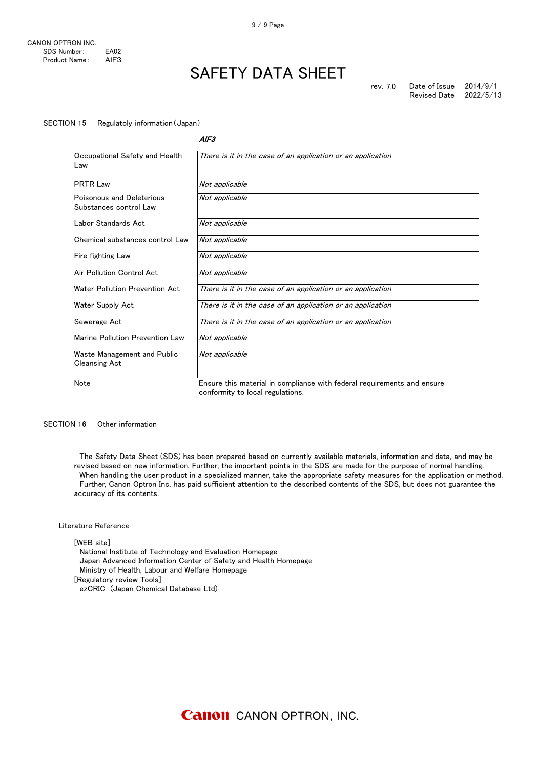CANON OPTRON INC.
SDS Number: EA02
Product Name: AlF3

# SAFETY DATA SHEET

rev. 7.0　Date of Issue 2014/9/1
Revised Date 2022/5/13

## SECTION 15　Regulatoly information (Japan)

| | *AlF3* |
|---|---|
| Occupational Safety and Health Law | *There is it in the case of an application or an application* |
| PRTR Law | *Not applicable* |
| Poisonous and Deleterious Substances control Law | *Not applicable* |
| Labor Standards Act | *Not applicable* |
| Chemical substances control Law | *Not applicable* |
| Fire fighting Law | *Not applicable* |
| Air Pollution Control Act | *Not applicable* |
| Water Pollution Prevention Act | *There is it in the case of an application or an application* |
| Water Supply Act | *There is it in the case of an application or an application* |
| Sewerage Act | *There is it in the case of an application or an application* |
| Marine Pollution Prevention Law | *Not applicable* |
| Waste Management and Public Cleansing Act | *Not applicable* |
| Note | Ensure this material in compliance with federal requirements and ensure conformity to local regulations. |

## SECTION 16　Other information

The Safety Data Sheet (SDS) has been prepared based on currently available materials, information and data, and may be revised based on new information. Further, the important points in the SDS are made for the purpose of normal handling.
When handling the user product in a specialized manner, take the appropriate safety measures for the application or method.
Further, Canon Optron Inc. has paid sufficient attention to the described contents of the SDS, but does not guarantee the accuracy of its contents.

Literature Reference

[WEB site]
National Institute of Technology and Evaluation Homepage
Japan Advanced Information Center of Safety and Health Homepage
Ministry of Health, Labour and Welfare Homepage
[Regulatory review Tools]
ezCRIC (Japan Chemical Database Ltd)

Canon CANON OPTRON, INC.